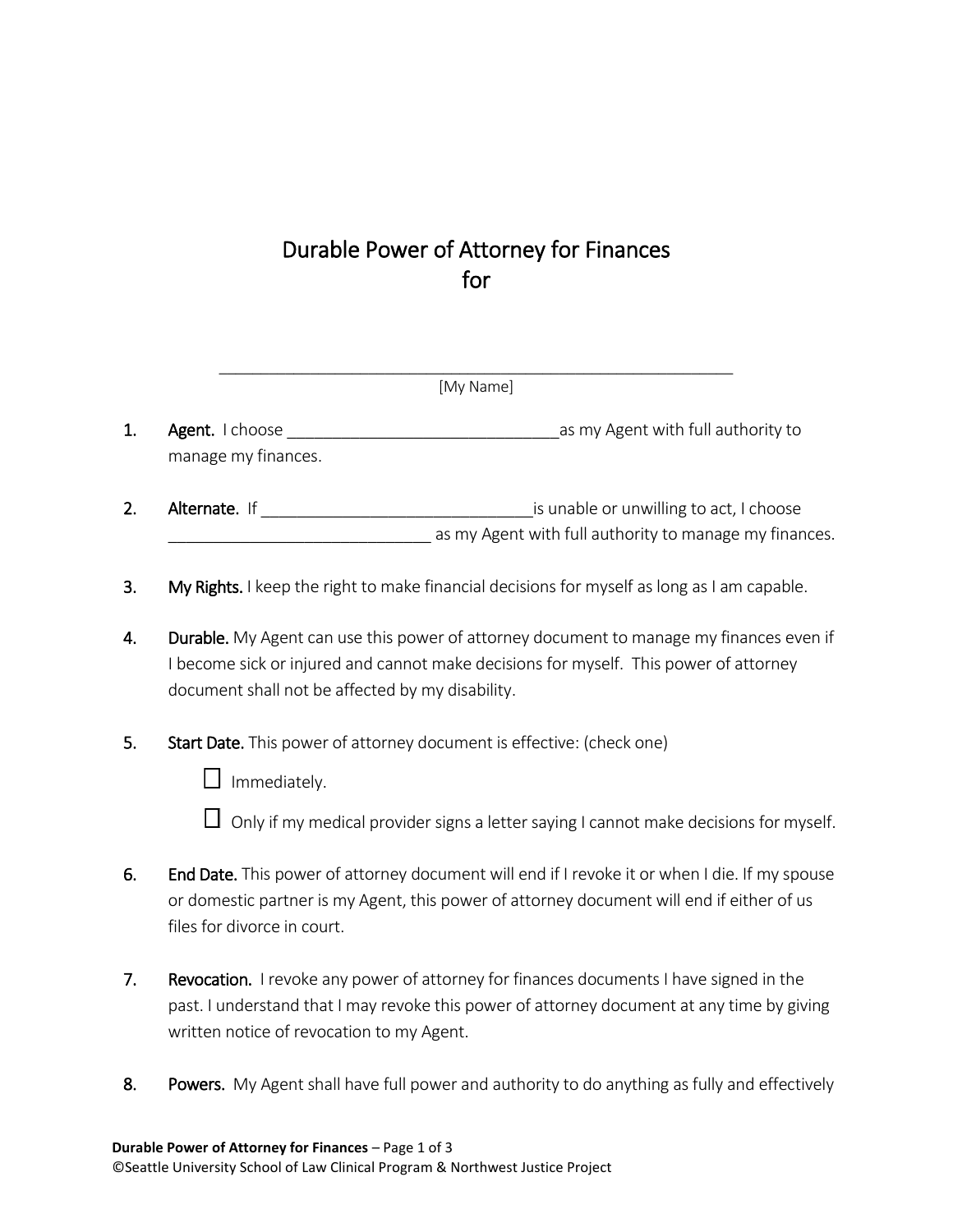# Durable Power of Attorney for Finances
# for

\_\_\_\_\_\_\_\_\_\_\_\_\_\_\_\_\_\_\_\_\_\_\_\_\_\_\_\_\_\_\_\_\_\_\_\_\_\_\_\_\_\_\_\_\_\_\_\_\_\_\_\_\_\_\_\_\_\_

[My Name]

1. **Agent.** I choose \_\_\_\_\_\_\_\_\_\_\_\_\_\_\_\_\_\_\_\_\_\_\_\_\_\_\_\_\_\_\_as my Agent with full authority to manage my finances.

2. **Alternate.** If \_\_\_\_\_\_\_\_\_\_\_\_\_\_\_\_\_\_\_\_\_\_\_\_\_\_\_\_\_\_is unable or unwilling to act, I choose \_\_\_\_\_\_\_\_\_\_\_\_\_\_\_\_\_\_\_\_\_\_\_\_\_\_\_\_\_\_ as my Agent with full authority to manage my finances.

3. **My Rights.** I keep the right to make financial decisions for myself as long as I am capable.

4. **Durable.** My Agent can use this power of attorney document to manage my finances even if I become sick or injured and cannot make decisions for myself. This power of attorney document shall not be affected by my disability.

5. **Start Date.** This power of attorney document is effective: (check one)

   ☐ Immediately.

   ☐ Only if my medical provider signs a letter saying I cannot make decisions for myself.

6. **End Date.** This power of attorney document will end if I revoke it or when I die. If my spouse or domestic partner is my Agent, this power of attorney document will end if either of us files for divorce in court.

7. **Revocation.** I revoke any power of attorney for finances documents I have signed in the past. I understand that I may revoke this power of attorney document at any time by giving written notice of revocation to my Agent.

8. **Powers.** My Agent shall have full power and authority to do anything as fully and effectively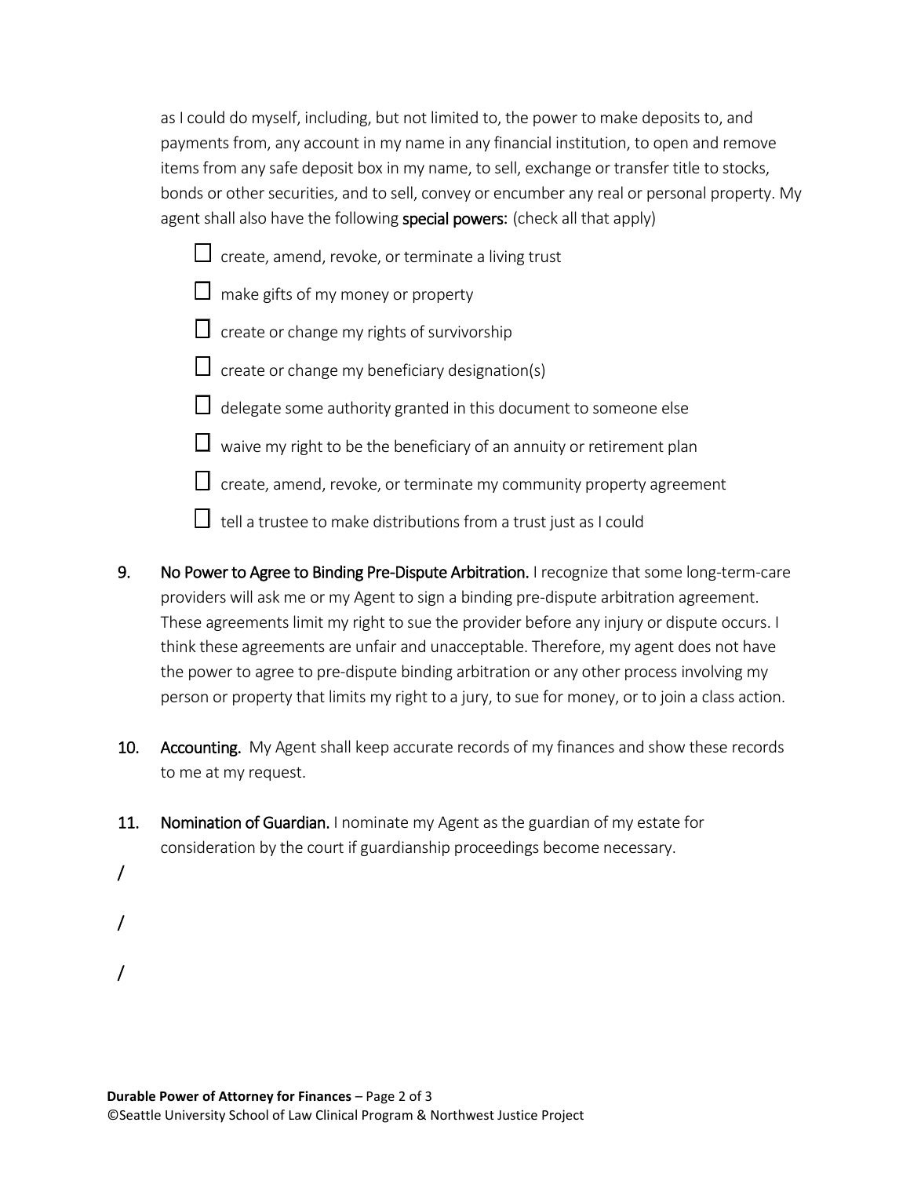as I could do myself, including, but not limited to, the power to make deposits to, and payments from, any account in my name in any financial institution, to open and remove items from any safe deposit box in my name, to sell, exchange or transfer title to stocks, bonds or other securities, and to sell, convey or encumber any real or personal property. My agent shall also have the following **special powers:** (check all that apply)

- ☐ create, amend, revoke, or terminate a living trust
- ☐ make gifts of my money or property
- ☐ create or change my rights of survivorship
- ☐ create or change my beneficiary designation(s)
- ☐ delegate some authority granted in this document to someone else
- ☐ waive my right to be the beneficiary of an annuity or retirement plan
- ☐ create, amend, revoke, or terminate my community property agreement
- ☐ tell a trustee to make distributions from a trust just as I could

9. **No Power to Agree to Binding Pre-Dispute Arbitration.** I recognize that some long-term-care providers will ask me or my Agent to sign a binding pre-dispute arbitration agreement. These agreements limit my right to sue the provider before any injury or dispute occurs. I think these agreements are unfair and unacceptable. Therefore, my agent does not have the power to agree to pre-dispute binding arbitration or any other process involving my person or property that limits my right to a jury, to sue for money, or to join a class action.

10. **Accounting.** My Agent shall keep accurate records of my finances and show these records to me at my request.

11. **Nomination of Guardian.** I nominate my Agent as the guardian of my estate for consideration by the court if guardianship proceedings become necessary.

/

/

/

**Durable Power of Attorney for Finances**

©Seattle University School of Law Clinical Program & Northwest Justice Project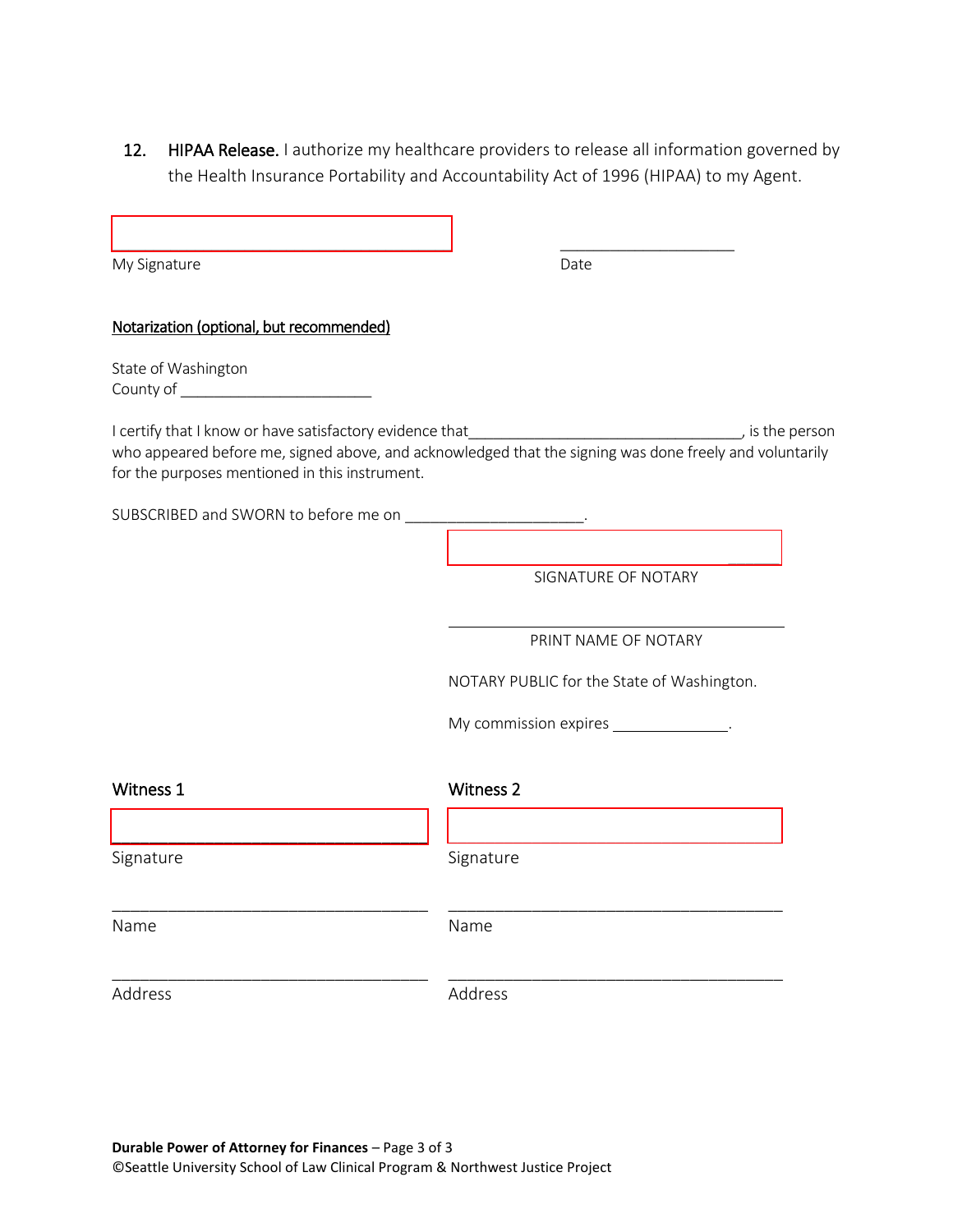12. **HIPAA Release.** I authorize my healthcare providers to release all information governed by the Health Insurance Portability and Accountability Act of 1996 (HIPAA) to my Agent.

________________________________ ____________________

My Signature Date

**Notarization (optional, but recommended)**

State of Washington
County of ______________________

I certify that I know or have satisfactory evidence that________________________________, is the person who appeared before me, signed above, and acknowledged that the signing was done freely and voluntarily for the purposes mentioned in this instrument.

SUBSCRIBED and SWORN to before me on _____________________.

________________________________

SIGNATURE OF NOTARY

________________________________

PRINT NAME OF NOTARY

NOTARY PUBLIC for the State of Washington.

My commission expires _____________.

**Witness 1**

________________________________

Signature

________________________________

Name

________________________________

Address

**Witness 2**

________________________________

Signature

________________________________

Name

________________________________

Address

**Durable Power of Attorney for Finances** – Page 3 of 3
©Seattle University School of Law Clinical Program & Northwest Justice Project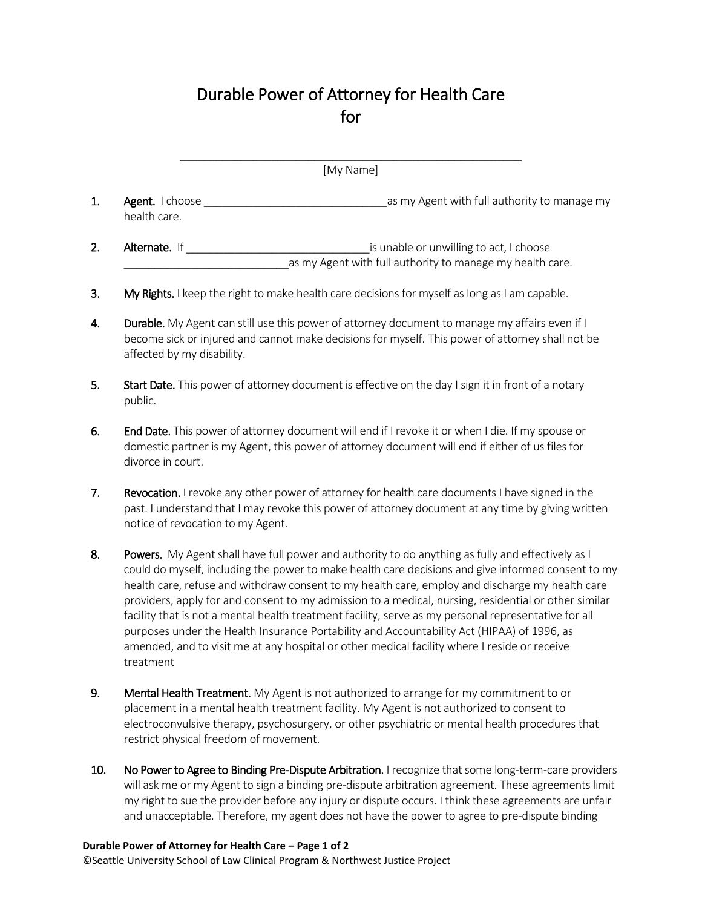# Durable Power of Attorney for Health Care for

_______________________________________________

[My Name]

1. **Agent.** I choose ______________________________ as my Agent with full authority to manage my health care.

2. **Alternate.** If ______________________________ is unable or unwilling to act, I choose ___________________________ as my Agent with full authority to manage my health care.

3. **My Rights.** I keep the right to make health care decisions for myself as long as I am capable.

4. **Durable.** My Agent can still use this power of attorney document to manage my affairs even if I become sick or injured and cannot make decisions for myself. This power of attorney shall not be affected by my disability.

5. **Start Date.** This power of attorney document is effective on the day I sign it in front of a notary public.

6. **End Date.** This power of attorney document will end if I revoke it or when I die. If my spouse or domestic partner is my Agent, this power of attorney document will end if either of us files for divorce in court.

7. **Revocation.** I revoke any other power of attorney for health care documents I have signed in the past. I understand that I may revoke this power of attorney document at any time by giving written notice of revocation to my Agent.

8. **Powers.** My Agent shall have full power and authority to do anything as fully and effectively as I could do myself, including the power to make health care decisions and give informed consent to my health care, refuse and withdraw consent to my health care, employ and discharge my health care providers, apply for and consent to my admission to a medical, nursing, residential or other similar facility that is not a mental health treatment facility, serve as my personal representative for all purposes under the Health Insurance Portability and Accountability Act (HIPAA) of 1996, as amended, and to visit me at any hospital or other medical facility where I reside or receive treatment

9. **Mental Health Treatment.** My Agent is not authorized to arrange for my commitment to or placement in a mental health treatment facility. My Agent is not authorized to consent to electroconvulsive therapy, psychosurgery, or other psychiatric or mental health procedures that restrict physical freedom of movement.

10. **No Power to Agree to Binding Pre-Dispute Arbitration.** I recognize that some long-term-care providers will ask me or my Agent to sign a binding pre-dispute arbitration agreement. These agreements limit my right to sue the provider before any injury or dispute occurs. I think these agreements are unfair and unacceptable. Therefore, my agent does not have the power to agree to pre-dispute binding

**Durable Power of Attorney for Health Care – Page 1 of 2**

©Seattle University School of Law Clinical Program & Northwest Justice Project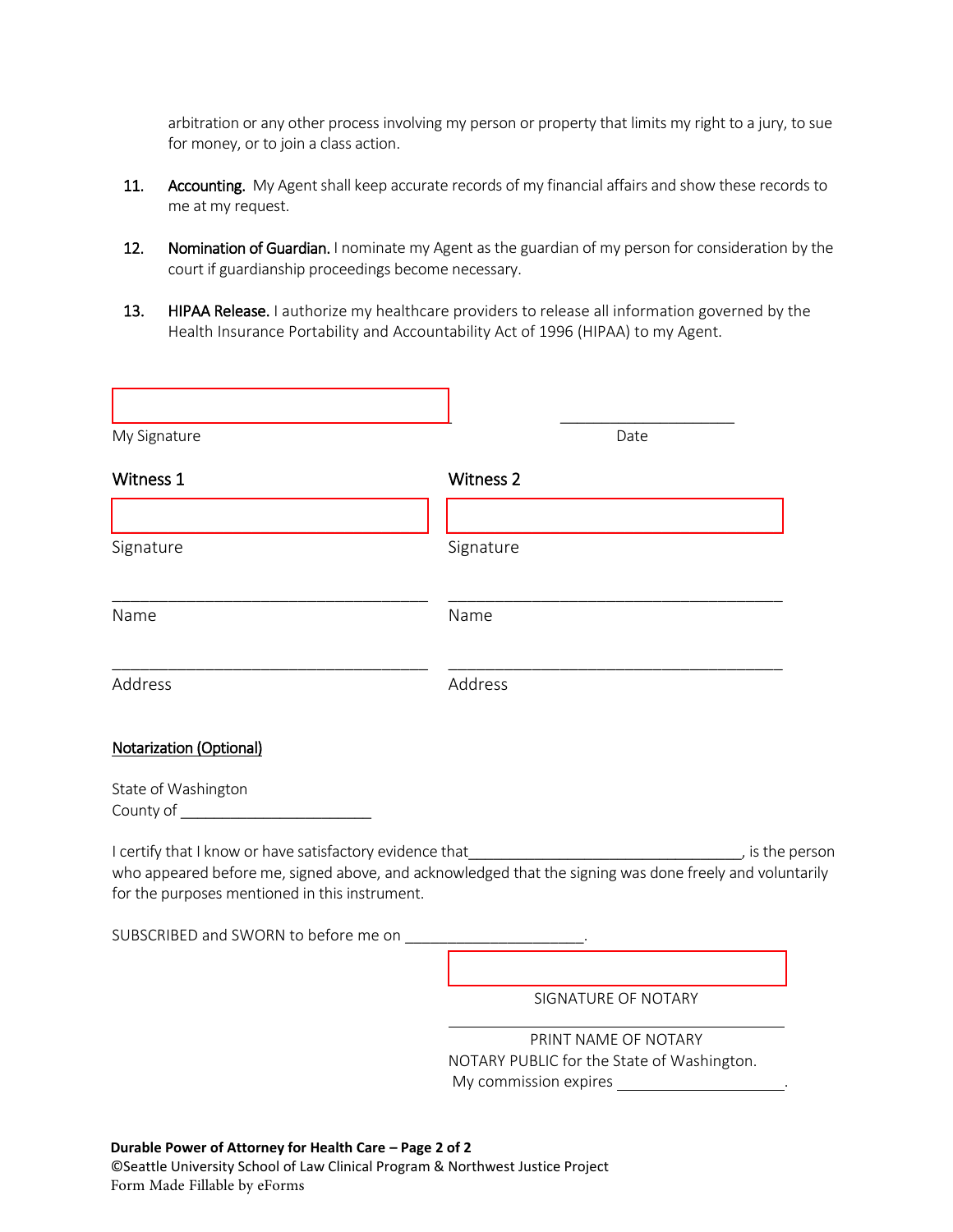arbitration or any other process involving my person or property that limits my right to a jury, to sue for money, or to join a class action.

11. **Accounting.** My Agent shall keep accurate records of my financial affairs and show these records to me at my request.

12. **Nomination of Guardian.** I nominate my Agent as the guardian of my person for consideration by the court if guardianship proceedings become necessary.

13. **HIPAA Release.** I authorize my healthcare providers to release all information governed by the Health Insurance Portability and Accountability Act of 1996 (HIPAA) to my Agent.

______________________________ ______________________
My Signature Date

**Witness 1**

______________________________
Signature

______________________________
Name

______________________________
Address

**Witness 2**

______________________________
Signature

______________________________
Name

______________________________
Address

**Notarization (Optional)**

State of Washington
County of ______________________

I certify that I know or have satisfactory evidence that________________________________, is the person who appeared before me, signed above, and acknowledged that the signing was done freely and voluntarily for the purposes mentioned in this instrument.

SUBSCRIBED and SWORN to before me on _____________________.

______________________________
SIGNATURE OF NOTARY

______________________________
PRINT NAME OF NOTARY
NOTARY PUBLIC for the State of Washington.
My commission expires ____________________.

**Durable Power of Attorney for Health Care – Page 2 of 2**
©Seattle University School of Law Clinical Program & Northwest Justice Project
Form Made Fillable by eForms